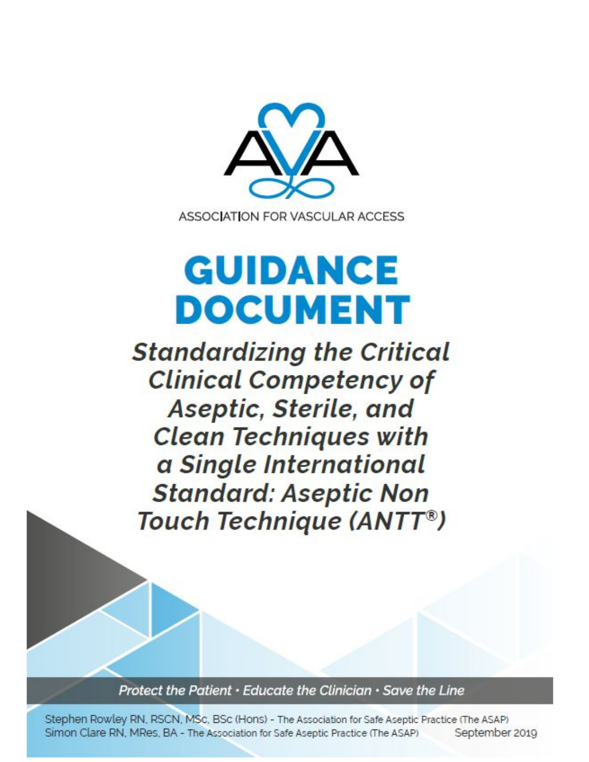ASSOCIATION FOR VASCULAR ACCESS

# GUIDANCE DOCUMENT

## *Standardizing the Critical Clinical Competency of Aseptic, Sterile, and Clean Techniques with a Single International Standard: Aseptic Non Touch Technique (ANTT®)*

*Protect the Patient · Educate the Clinician · Save the Line*

Stephen Rowley RN, RSCN, MSc, BSc (Hons) - The Association for Safe Aseptic Practice (The ASAP)

Simon Clare RN, MRes, BA - The Association for Safe Aseptic Practice (The ASAP)

September 2019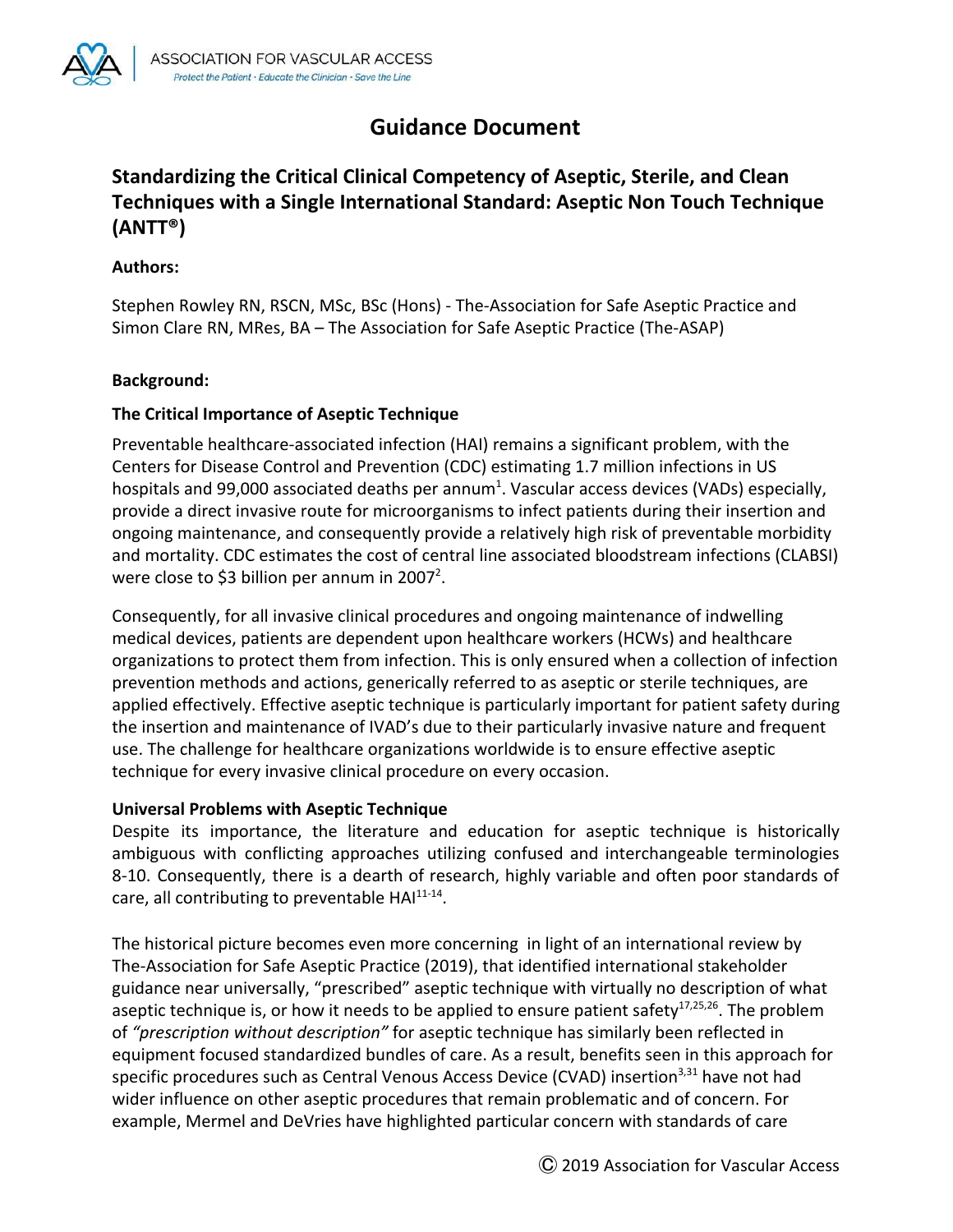# Guidance Document

## Standardizing the Critical Clinical Competency of Aseptic, Sterile, and Clean Techniques with a Single International Standard: Aseptic Non Touch Technique (ANTT®)

**Authors:**

Stephen Rowley RN, RSCN, MSc, BSc (Hons) - The-Association for Safe Aseptic Practice and Simon Clare RN, MRes, BA – The Association for Safe Aseptic Practice (The-ASAP)

**Background:**

### The Critical Importance of Aseptic Technique

Preventable healthcare-associated infection (HAI) remains a significant problem, with the Centers for Disease Control and Prevention (CDC) estimating 1.7 million infections in US hospitals and 99,000 associated deaths per annum[1]. Vascular access devices (VADs) especially, provide a direct invasive route for microorganisms to infect patients during their insertion and ongoing maintenance, and consequently provide a relatively high risk of preventable morbidity and mortality. CDC estimates the cost of central line associated bloodstream infections (CLABSI) were close to $3 billion per annum in 2007[2].

Consequently, for all invasive clinical procedures and ongoing maintenance of indwelling medical devices, patients are dependent upon healthcare workers (HCWs) and healthcare organizations to protect them from infection. This is only ensured when a collection of infection prevention methods and actions, generically referred to as aseptic or sterile techniques, are applied effectively. Effective aseptic technique is particularly important for patient safety during the insertion and maintenance of IVAD's due to their particularly invasive nature and frequent use. The challenge for healthcare organizations worldwide is to ensure effective aseptic technique for every invasive clinical procedure on every occasion.

### Universal Problems with Aseptic Technique

Despite its importance, the literature and education for aseptic technique is historically ambiguous with conflicting approaches utilizing confused and interchangeable terminologies 8-10. Consequently, there is a dearth of research, highly variable and often poor standards of care, all contributing to preventable HAI[11-14].

The historical picture becomes even more concerning in light of an international review by The-Association for Safe Aseptic Practice (2019), that identified international stakeholder guidance near universally, "prescribed" aseptic technique with virtually no description of what aseptic technique is, or how it needs to be applied to ensure patient safety[17,25,26]. The problem of *"prescription without description"* for aseptic technique has similarly been reflected in equipment focused standardized bundles of care. As a result, benefits seen in this approach for specific procedures such as Central Venous Access Device (CVAD) insertion[3,31] have not had wider influence on other aseptic procedures that remain problematic and of concern. For example, Mermel and DeVries have highlighted particular concern with standards of care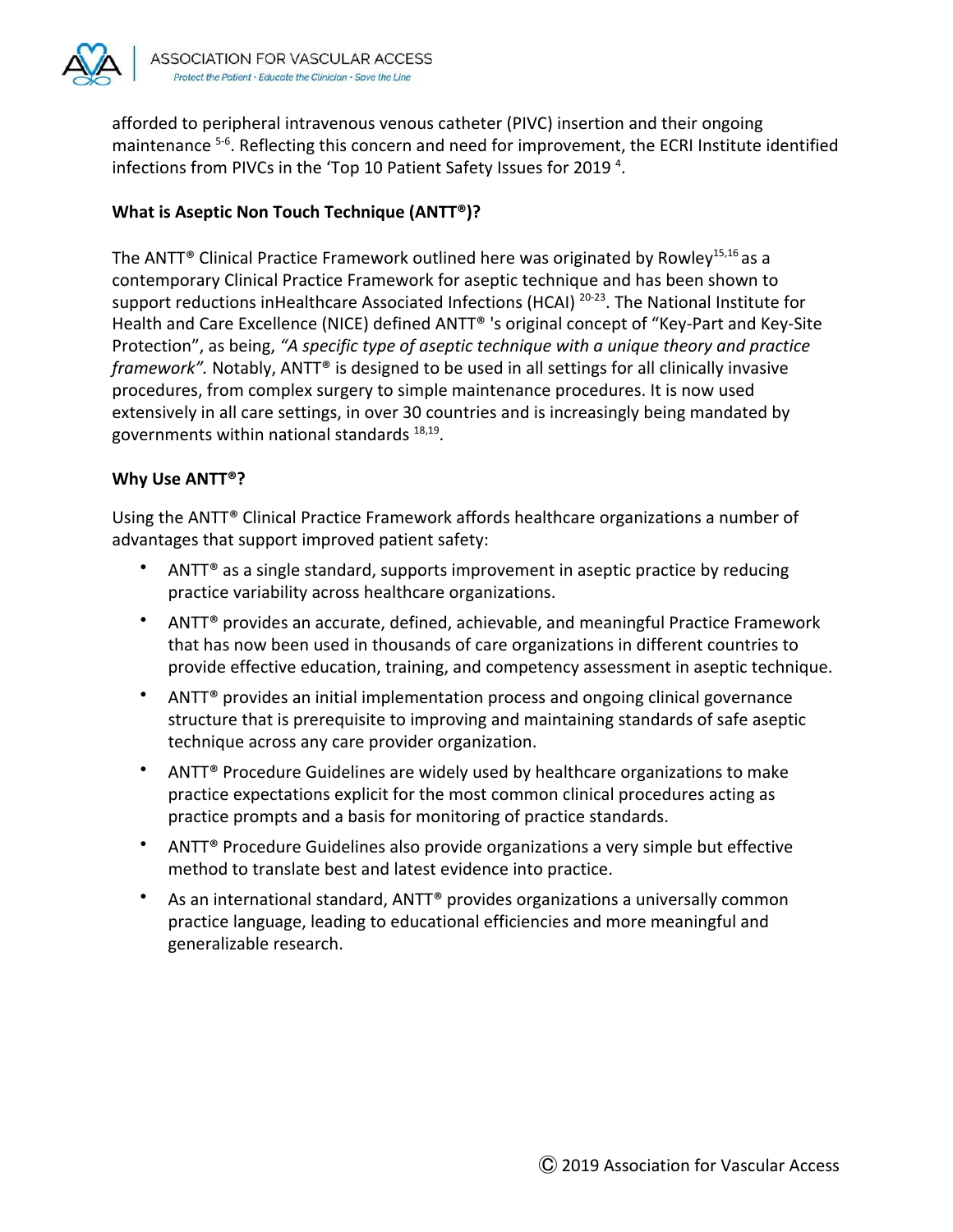afforded to peripheral intravenous venous catheter (PIVC) insertion and their ongoing maintenance [5-6]. Reflecting this concern and need for improvement, the ECRI Institute identified infections from PIVCs in the 'Top 10 Patient Safety Issues for 2019 [4].

**What is Aseptic Non Touch Technique (ANTT®)?**

The ANTT® Clinical Practice Framework outlined here was originated by Rowley[15,16] as a contemporary Clinical Practice Framework for aseptic technique and has been shown to support reductions inHealthcare Associated Infections (HCAI) [20-23]. The National Institute for Health and Care Excellence (NICE) defined ANTT® 's original concept of "Key-Part and Key-Site Protection", as being, *"A specific type of aseptic technique with a unique theory and practice framework".* Notably, ANTT® is designed to be used in all settings for all clinically invasive procedures, from complex surgery to simple maintenance procedures. It is now used extensively in all care settings, in over 30 countries and is increasingly being mandated by governments within national standards [18,19].

**Why Use ANTT®?**

Using the ANTT® Clinical Practice Framework affords healthcare organizations a number of advantages that support improved patient safety:

- ANTT® as a single standard, supports improvement in aseptic practice by reducing practice variability across healthcare organizations.
- ANTT® provides an accurate, defined, achievable, and meaningful Practice Framework that has now been used in thousands of care organizations in different countries to provide effective education, training, and competency assessment in aseptic technique.
- ANTT® provides an initial implementation process and ongoing clinical governance structure that is prerequisite to improving and maintaining standards of safe aseptic technique across any care provider organization.
- ANTT® Procedure Guidelines are widely used by healthcare organizations to make practice expectations explicit for the most common clinical procedures acting as practice prompts and a basis for monitoring of practice standards.
- ANTT® Procedure Guidelines also provide organizations a very simple but effective method to translate best and latest evidence into practice.
- As an international standard, ANTT® provides organizations a universally common practice language, leading to educational efficiencies and more meaningful and generalizable research.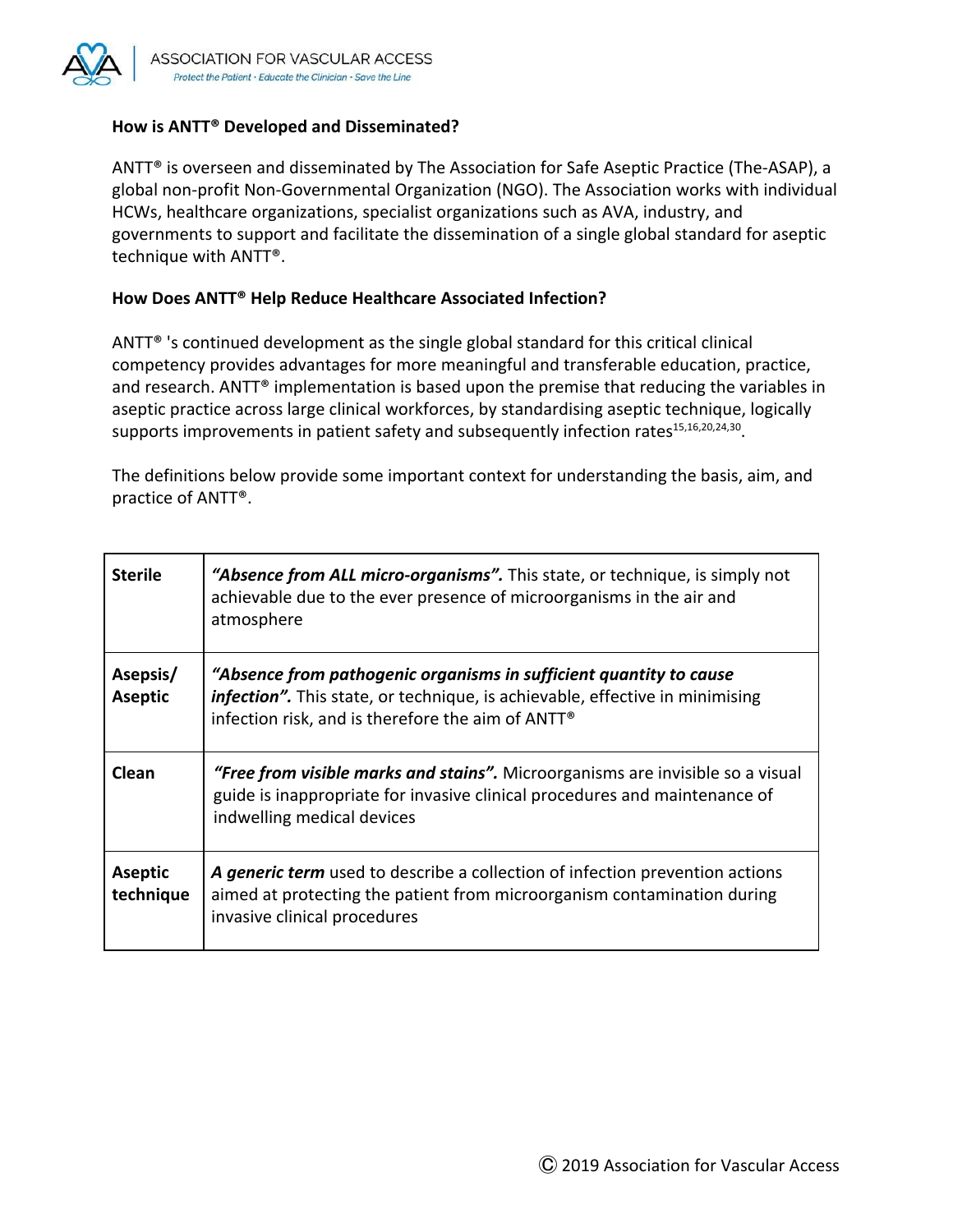### How is ANTT® Developed and Disseminated?

ANTT® is overseen and disseminated by The Association for Safe Aseptic Practice (The-ASAP), a global non-profit Non-Governmental Organization (NGO). The Association works with individual HCWs, healthcare organizations, specialist organizations such as AVA, industry, and governments to support and facilitate the dissemination of a single global standard for aseptic technique with ANTT®.

### How Does ANTT® Help Reduce Healthcare Associated Infection?

ANTT® 's continued development as the single global standard for this critical clinical competency provides advantages for more meaningful and transferable education, practice, and research. ANTT® implementation is based upon the premise that reducing the variables in aseptic practice across large clinical workforces, by standardising aseptic technique, logically supports improvements in patient safety and subsequently infection rates[15,16,20,24,30].

The definitions below provide some important context for understanding the basis, aim, and practice of ANTT®.

| | |
|---|---|
| **Sterile** | ***"Absence from ALL micro-organisms".*** This state, or technique, is simply not achievable due to the ever presence of microorganisms in the air and atmosphere |
| **Asepsis/ Aseptic** | ***"Absence from pathogenic organisms in sufficient quantity to cause infection".*** This state, or technique, is achievable, effective in minimising infection risk, and is therefore the aim of ANTT® |
| **Clean** | ***"Free from visible marks and stains".*** Microorganisms are invisible so a visual guide is inappropriate for invasive clinical procedures and maintenance of indwelling medical devices |
| **Aseptic technique** | ***A generic term*** used to describe a collection of infection prevention actions aimed at protecting the patient from microorganism contamination during invasive clinical procedures |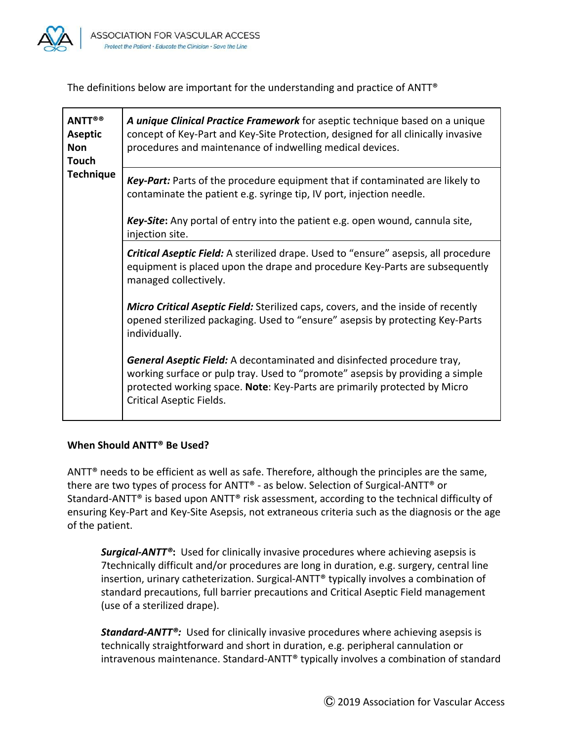The definitions below are important for the understanding and practice of ANTT®

| ANTT®® Aseptic Non Touch Technique | ***A unique Clinical Practice Framework*** for aseptic technique based on a unique concept of Key-Part and Key-Site Protection, designed for all clinically invasive procedures and maintenance of indwelling medical devices. |
|---|---|
| | ***Key-Part:*** Parts of the procedure equipment that if contaminated are likely to contaminate the patient e.g. syringe tip, IV port, injection needle.<br><br>***Key-Site*:** Any portal of entry into the patient e.g. open wound, cannula site, injection site. |
| | ***Critical Aseptic Field:*** A sterilized drape. Used to "ensure" asepsis, all procedure equipment is placed upon the drape and procedure Key-Parts are subsequently managed collectively.<br><br>***Micro Critical Aseptic Field:*** Sterilized caps, covers, and the inside of recently opened sterilized packaging. Used to "ensure" asepsis by protecting Key-Parts individually.<br><br>***General Aseptic Field:*** A decontaminated and disinfected procedure tray, working surface or pulp tray. Used to "promote" asepsis by providing a simple protected working space. **Note**: Key-Parts are primarily protected by Micro Critical Aseptic Fields. |

**When Should ANTT® Be Used?**

ANTT® needs to be efficient as well as safe. Therefore, although the principles are the same, there are two types of process for ANTT® - as below. Selection of Surgical-ANTT® or Standard-ANTT® is based upon ANTT® risk assessment, according to the technical difficulty of ensuring Key-Part and Key-Site Asepsis, not extraneous criteria such as the diagnosis or the age of the patient.

> ***Surgical-ANTT®*:** Used for clinically invasive procedures where achieving asepsis is 7technically difficult and/or procedures are long in duration, e.g. surgery, central line insertion, urinary catheterization. Surgical-ANTT® typically involves a combination of standard precautions, full barrier precautions and Critical Aseptic Field management (use of a sterilized drape).
>
> ***Standard-ANTT®:*** Used for clinically invasive procedures where achieving asepsis is technically straightforward and short in duration, e.g. peripheral cannulation or intravenous maintenance. Standard-ANTT® typically involves a combination of standard

Ⓒ 2019 Association for Vascular Access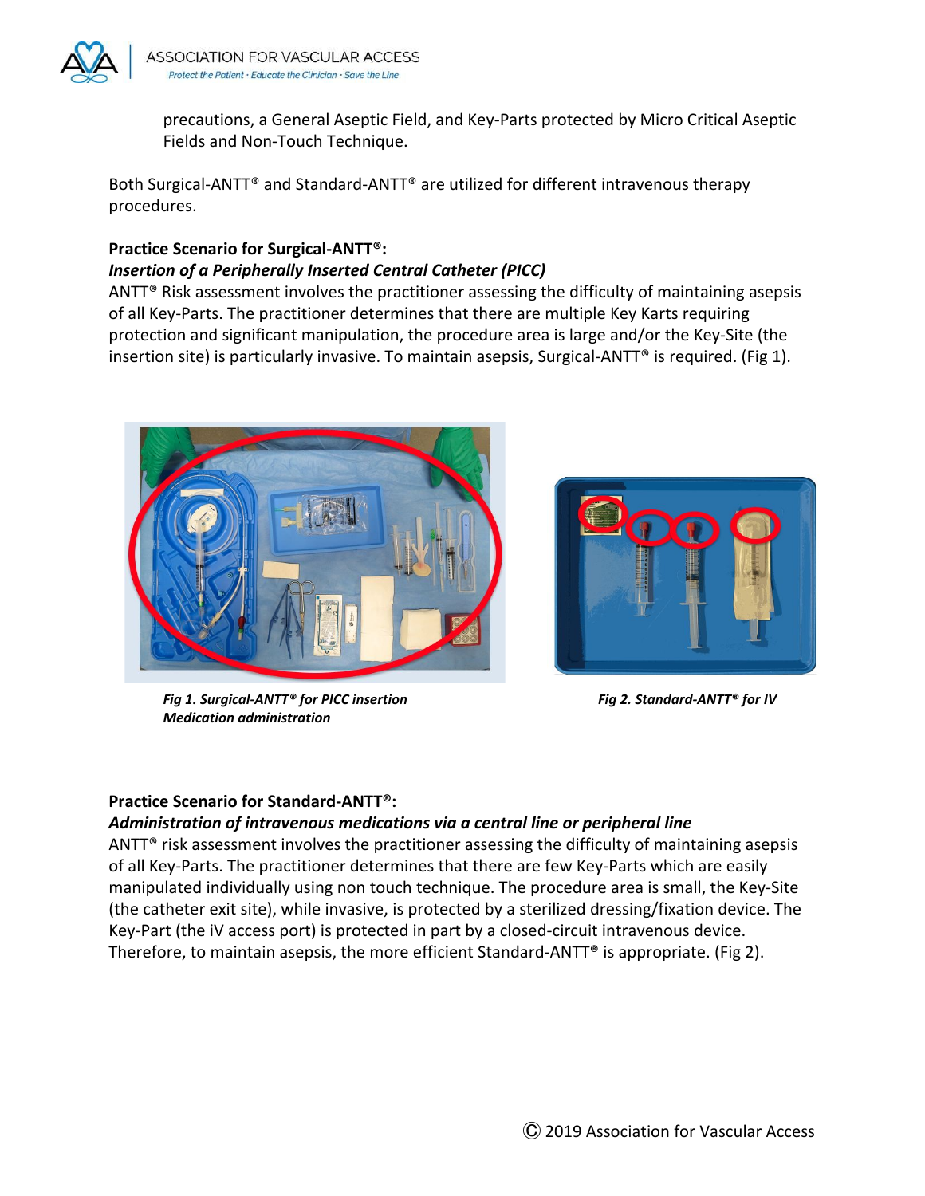precautions, a General Aseptic Field, and Key-Parts protected by Micro Critical Aseptic Fields and Non-Touch Technique.

Both Surgical-ANTT® and Standard-ANTT® are utilized for different intravenous therapy procedures.

**Practice Scenario for Surgical-ANTT®:**
***Insertion of a Peripherally Inserted Central Catheter (PICC)***
ANTT® Risk assessment involves the practitioner assessing the difficulty of maintaining asepsis of all Key-Parts. The practitioner determines that there are multiple Key Karts requiring protection and significant manipulation, the procedure area is large and/or the Key-Site (the insertion site) is particularly invasive. To maintain asepsis, Surgical-ANTT® is required. (Fig 1).

***Fig 1. Surgical-ANTT® for PICC insertion Medication administration***

***Fig 2. Standard-ANTT® for IV***

**Practice Scenario for Standard-ANTT®:**
***Administration of intravenous medications via a central line or peripheral line***
ANTT® risk assessment involves the practitioner assessing the difficulty of maintaining asepsis of all Key-Parts. The practitioner determines that there are few Key-Parts which are easily manipulated individually using non touch technique. The procedure area is small, the Key-Site (the catheter exit site), while invasive, is protected by a sterilized dressing/fixation device. The Key-Part (the iV access port) is protected in part by a closed-circuit intravenous device. Therefore, to maintain asepsis, the more efficient Standard-ANTT® is appropriate. (Fig 2).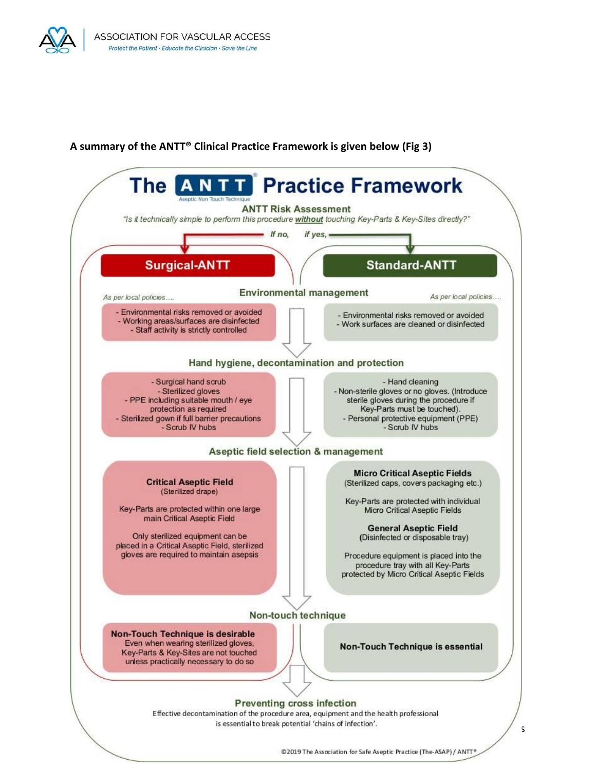**A summary of the ANTT® Clinical Practice Framework is given below (Fig 3)**

# The ANTT® Practice Framework

Aseptic Non Touch Technique

## ANTT Risk Assessment

*"Is it technically simple to perform this procedure **without** touching Key-Parts & Key-Sites directly?"*

*If no,* → **Surgical-ANTT**

*if yes,* → **Standard-ANTT**

### Environmental management

| Surgical-ANTT | Standard-ANTT |
|---|---|
| *As per local policies….* | *As per local policies….* |
| - Environmental risks removed or avoided<br>- Working areas/surfaces are disinfected<br>- Staff activity is strictly controlled | - Environmental risks removed or avoided<br>- Work surfaces are cleaned or disinfected |

### Hand hygiene, decontamination and protection

| Surgical-ANTT | Standard-ANTT |
|---|---|
| - Surgical hand scrub<br>- Sterilized gloves<br>- PPE including suitable mouth / eye protection as required<br>- Sterilized gown if full barrier precautions<br>- Scrub IV hubs | - Hand cleaning<br>- Non-sterile gloves or no gloves. (Introduce sterile gloves during the procedure if Key-Parts must be touched).<br>- Personal protective equipment (PPE)<br>- Scrub IV hubs |

### Aseptic field selection & management

| Surgical-ANTT | Standard-ANTT |
|---|---|
| **Critical Aseptic Field**<br>(Sterilized drape)<br><br>Key-Parts are protected within one large main Critical Aseptic Field<br><br>Only sterilized equipment can be placed in a Critical Aseptic Field, sterilized gloves are required to maintain asepsis | **Micro Critical Aseptic Fields**<br>(Sterilized caps, covers packaging etc.)<br><br>Key-Parts are protected with individual Micro Critical Aseptic Fields<br><br>**General Aseptic Field**<br>(Disinfected or disposable tray)<br><br>Procedure equipment is placed into the procedure tray with all Key-Parts protected by Micro Critical Aseptic Fields |

### Non-touch technique

| Surgical-ANTT | Standard-ANTT |
|---|---|
| **Non-Touch Technique is desirable**<br>Even when wearing sterilized gloves, Key-Parts & Key-Sites are not touched unless practically necessary to do so | **Non-Touch Technique is essential** |

### Preventing cross infection

Effective decontamination of the procedure area, equipment and the health professional is essential to break potential 'chains of infection'.

©2019 The Association for Safe Aseptic Practice (The-ASAP) / ANTT®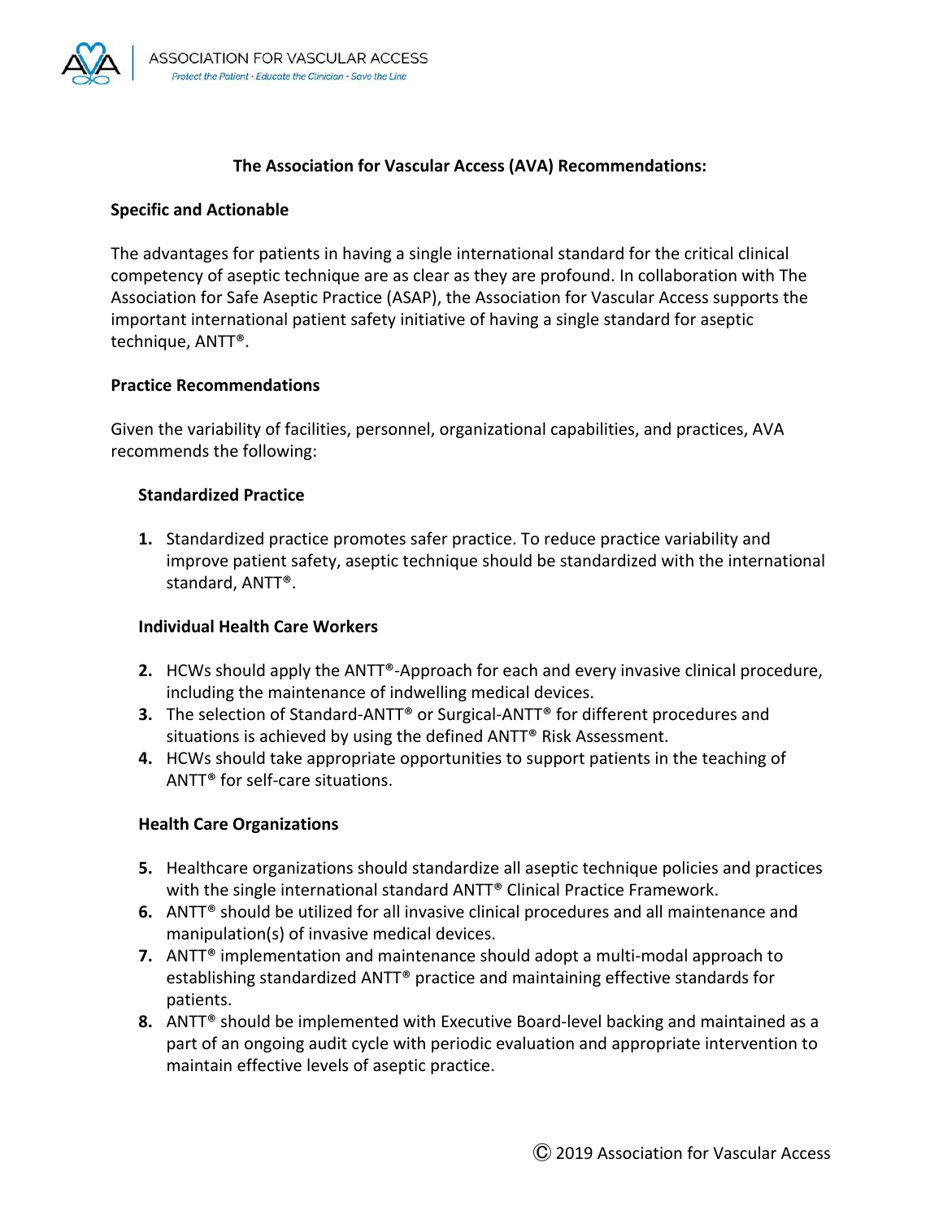## The Association for Vascular Access (AVA) Recommendations:

### Specific and Actionable

The advantages for patients in having a single international standard for the critical clinical competency of aseptic technique are as clear as they are profound. In collaboration with The Association for Safe Aseptic Practice (ASAP), the Association for Vascular Access supports the important international patient safety initiative of having a single standard for aseptic technique, ANTT®.

### Practice Recommendations

Given the variability of facilities, personnel, organizational capabilities, and practices, AVA recommends the following:

#### Standardized Practice

1. Standardized practice promotes safer practice. To reduce practice variability and improve patient safety, aseptic technique should be standardized with the international standard, ANTT®.

#### Individual Health Care Workers

2. HCWs should apply the ANTT®-Approach for each and every invasive clinical procedure, including the maintenance of indwelling medical devices.
3. The selection of Standard-ANTT® or Surgical-ANTT® for different procedures and situations is achieved by using the defined ANTT® Risk Assessment.
4. HCWs should take appropriate opportunities to support patients in the teaching of ANTT® for self-care situations.

#### Health Care Organizations

5. Healthcare organizations should standardize all aseptic technique policies and practices with the single international standard ANTT® Clinical Practice Framework.
6. ANTT® should be utilized for all invasive clinical procedures and all maintenance and manipulation(s) of invasive medical devices.
7. ANTT® implementation and maintenance should adopt a multi-modal approach to establishing standardized ANTT® practice and maintaining effective standards for patients.
8. ANTT® should be implemented with Executive Board-level backing and maintained as a part of an ongoing audit cycle with periodic evaluation and appropriate intervention to maintain effective levels of aseptic practice.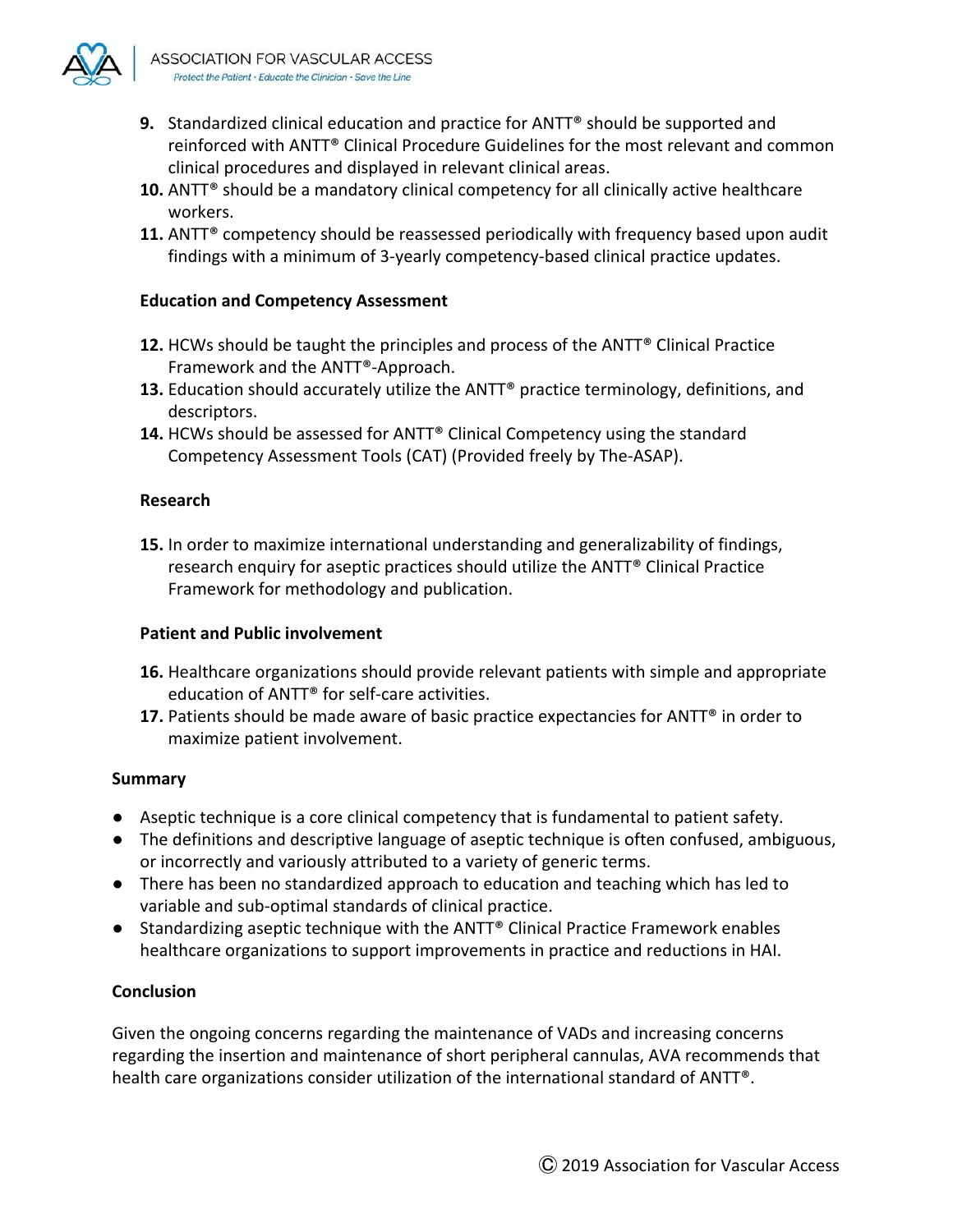9. Standardized clinical education and practice for ANTT® should be supported and reinforced with ANTT® Clinical Procedure Guidelines for the most relevant and common clinical procedures and displayed in relevant clinical areas.
10. ANTT® should be a mandatory clinical competency for all clinically active healthcare workers.
11. ANTT® competency should be reassessed periodically with frequency based upon audit findings with a minimum of 3-yearly competency-based clinical practice updates.

**Education and Competency Assessment**

12. HCWs should be taught the principles and process of the ANTT® Clinical Practice Framework and the ANTT®-Approach.
13. Education should accurately utilize the ANTT® practice terminology, definitions, and descriptors.
14. HCWs should be assessed for ANTT® Clinical Competency using the standard Competency Assessment Tools (CAT) (Provided freely by The-ASAP).

**Research**

15. In order to maximize international understanding and generalizability of findings, research enquiry for aseptic practices should utilize the ANTT® Clinical Practice Framework for methodology and publication.

**Patient and Public involvement**

16. Healthcare organizations should provide relevant patients with simple and appropriate education of ANTT® for self-care activities.
17. Patients should be made aware of basic practice expectancies for ANTT® in order to maximize patient involvement.

## Summary

- Aseptic technique is a core clinical competency that is fundamental to patient safety.
- The definitions and descriptive language of aseptic technique is often confused, ambiguous, or incorrectly and variously attributed to a variety of generic terms.
- There has been no standardized approach to education and teaching which has led to variable and sub-optimal standards of clinical practice.
- Standardizing aseptic technique with the ANTT® Clinical Practice Framework enables healthcare organizations to support improvements in practice and reductions in HAI.

## Conclusion

Given the ongoing concerns regarding the maintenance of VADs and increasing concerns regarding the insertion and maintenance of short peripheral cannulas, AVA recommends that health care organizations consider utilization of the international standard of ANTT®.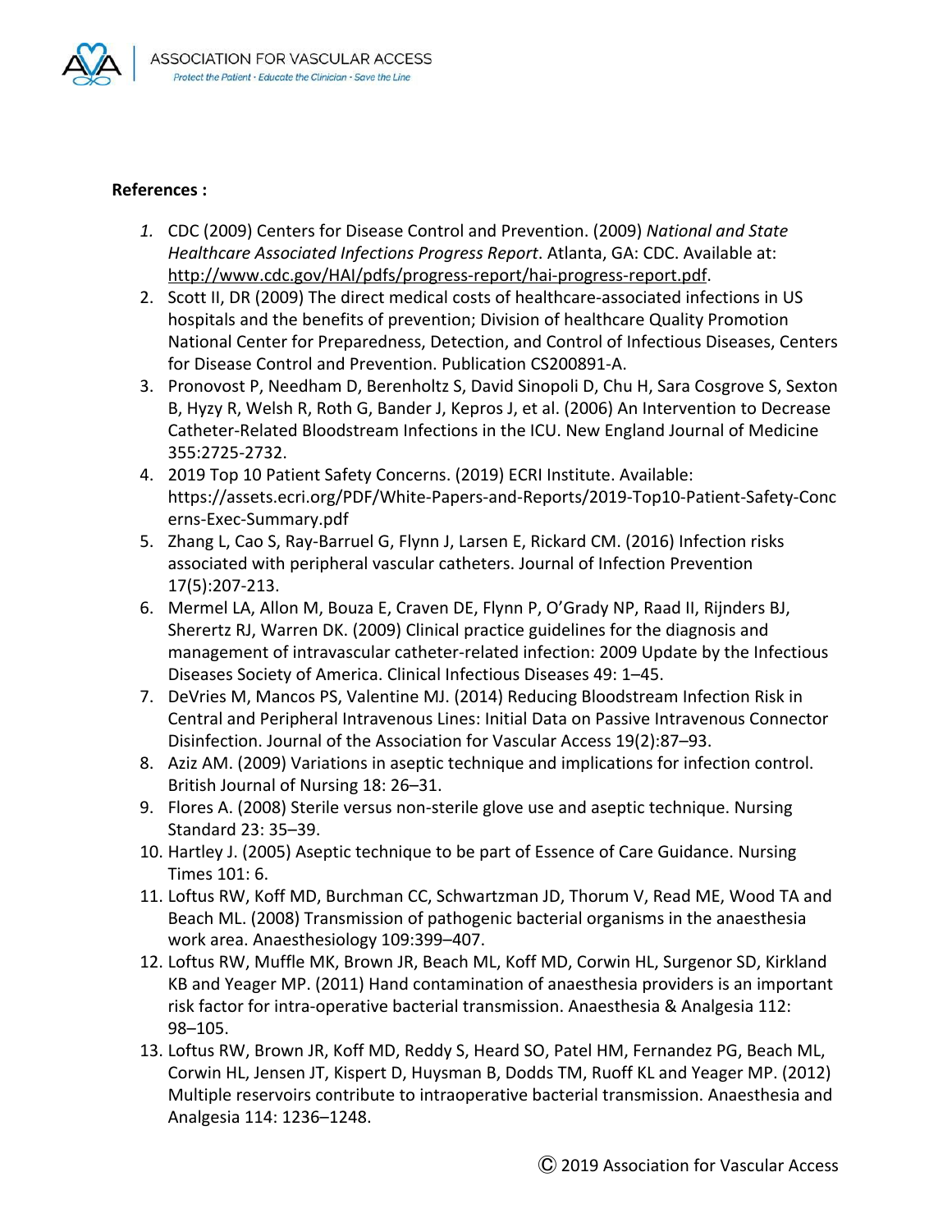**References :**

1. CDC (2009) Centers for Disease Control and Prevention. (2009) *National and State Healthcare Associated Infections Progress Report*. Atlanta, GA: CDC. Available at: http://www.cdc.gov/HAI/pdfs/progress-report/hai-progress-report.pdf.
2. Scott II, DR (2009) The direct medical costs of healthcare-associated infections in US hospitals and the benefits of prevention; Division of healthcare Quality Promotion National Center for Preparedness, Detection, and Control of Infectious Diseases, Centers for Disease Control and Prevention. Publication CS200891-A.
3. Pronovost P, Needham D, Berenholtz S, David Sinopoli D, Chu H, Sara Cosgrove S, Sexton B, Hyzy R, Welsh R, Roth G, Bander J, Kepros J, et al. (2006) An Intervention to Decrease Catheter-Related Bloodstream Infections in the ICU. New England Journal of Medicine 355:2725-2732.
4. 2019 Top 10 Patient Safety Concerns. (2019) ECRI Institute. Available: https://assets.ecri.org/PDF/White-Papers-and-Reports/2019-Top10-Patient-Safety-Concerns-Exec-Summary.pdf
5. Zhang L, Cao S, Ray-Barruel G, Flynn J, Larsen E, Rickard CM. (2016) Infection risks associated with peripheral vascular catheters. Journal of Infection Prevention 17(5):207-213.
6. Mermel LA, Allon M, Bouza E, Craven DE, Flynn P, O'Grady NP, Raad II, Rijnders BJ, Sherertz RJ, Warren DK. (2009) Clinical practice guidelines for the diagnosis and management of intravascular catheter-related infection: 2009 Update by the Infectious Diseases Society of America. Clinical Infectious Diseases 49: 1–45.
7. DeVries M, Mancos PS, Valentine MJ. (2014) Reducing Bloodstream Infection Risk in Central and Peripheral Intravenous Lines: Initial Data on Passive Intravenous Connector Disinfection. Journal of the Association for Vascular Access 19(2):87–93.
8. Aziz AM. (2009) Variations in aseptic technique and implications for infection control. British Journal of Nursing 18: 26–31.
9. Flores A. (2008) Sterile versus non-sterile glove use and aseptic technique. Nursing Standard 23: 35–39.
10. Hartley J. (2005) Aseptic technique to be part of Essence of Care Guidance. Nursing Times 101: 6.
11. Loftus RW, Koff MD, Burchman CC, Schwartzman JD, Thorum V, Read ME, Wood TA and Beach ML. (2008) Transmission of pathogenic bacterial organisms in the anaesthesia work area. Anaesthesiology 109:399–407.
12. Loftus RW, Muffle MK, Brown JR, Beach ML, Koff MD, Corwin HL, Surgenor SD, Kirkland KB and Yeager MP. (2011) Hand contamination of anaesthesia providers is an important risk factor for intra-operative bacterial transmission. Anaesthesia & Analgesia 112: 98–105.
13. Loftus RW, Brown JR, Koff MD, Reddy S, Heard SO, Patel HM, Fernandez PG, Beach ML, Corwin HL, Jensen JT, Kispert D, Huysman B, Dodds TM, Ruoff KL and Yeager MP. (2012) Multiple reservoirs contribute to intraoperative bacterial transmission. Anaesthesia and Analgesia 114: 1236–1248.

Ⓒ 2019 Association for Vascular Access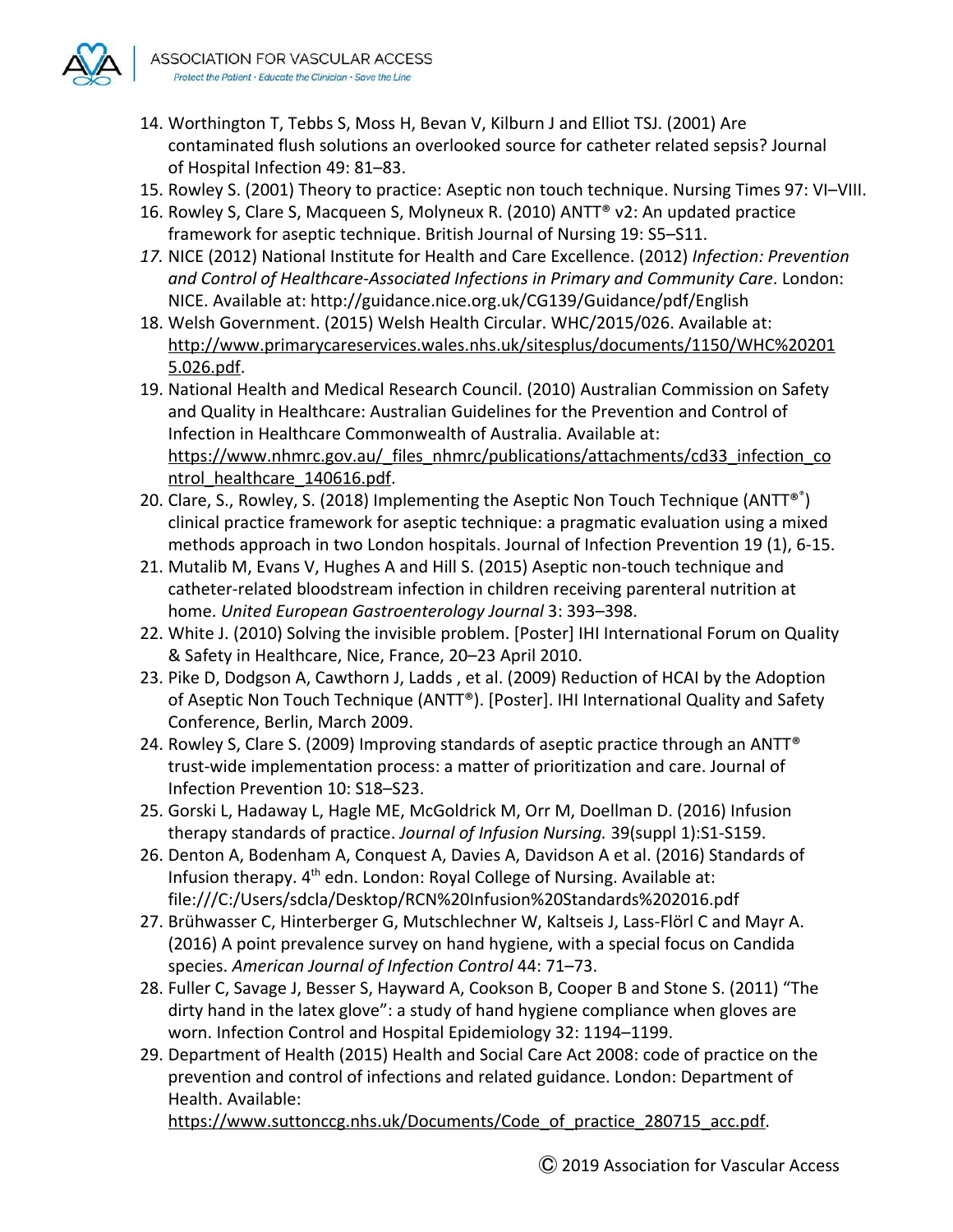14. Worthington T, Tebbs S, Moss H, Bevan V, Kilburn J and Elliot TSJ. (2001) Are contaminated flush solutions an overlooked source for catheter related sepsis? Journal of Hospital Infection 49: 81–83.
15. Rowley S. (2001) Theory to practice: Aseptic non touch technique. Nursing Times 97: VI–VIII.
16. Rowley S, Clare S, Macqueen S, Molyneux R. (2010) ANTT® v2: An updated practice framework for aseptic technique. British Journal of Nursing 19: S5–S11.
17. NICE (2012) National Institute for Health and Care Excellence. (2012) *Infection: Prevention and Control of Healthcare-Associated Infections in Primary and Community Care*. London: NICE. Available at: http://guidance.nice.org.uk/CG139/Guidance/pdf/English
18. Welsh Government. (2015) Welsh Health Circular. WHC/2015/026. Available at: http://www.primarycareservices.wales.nhs.uk/sitesplus/documents/1150/WHC%202015.026.pdf.
19. National Health and Medical Research Council. (2010) Australian Commission on Safety and Quality in Healthcare: Australian Guidelines for the Prevention and Control of Infection in Healthcare Commonwealth of Australia. Available at: https://www.nhmrc.gov.au/_files_nhmrc/publications/attachments/cd33_infection_control_healthcare_140616.pdf.
20. Clare, S., Rowley, S. (2018) Implementing the Aseptic Non Touch Technique (ANTT®) clinical practice framework for aseptic technique: a pragmatic evaluation using a mixed methods approach in two London hospitals. Journal of Infection Prevention 19 (1), 6-15.
21. Mutalib M, Evans V, Hughes A and Hill S. (2015) Aseptic non-touch technique and catheter-related bloodstream infection in children receiving parenteral nutrition at home. *United European Gastroenterology Journal* 3: 393–398.
22. White J. (2010) Solving the invisible problem. [Poster] IHI International Forum on Quality & Safety in Healthcare, Nice, France, 20–23 April 2010.
23. Pike D, Dodgson A, Cawthorn J, Ladds , et al. (2009) Reduction of HCAI by the Adoption of Aseptic Non Touch Technique (ANTT®). [Poster]. IHI International Quality and Safety Conference, Berlin, March 2009.
24. Rowley S, Clare S. (2009) Improving standards of aseptic practice through an ANTT® trust-wide implementation process: a matter of prioritization and care. Journal of Infection Prevention 10: S18–S23.
25. Gorski L, Hadaway L, Hagle ME, McGoldrick M, Orr M, Doellman D. (2016) Infusion therapy standards of practice. *Journal of Infusion Nursing.* 39(suppl 1):S1-S159.
26. Denton A, Bodenham A, Conquest A, Davies A, Davidson A et al. (2016) Standards of Infusion therapy. 4th edn. London: Royal College of Nursing. Available at: file:///C:/Users/sdcla/Desktop/RCN%20Infusion%20Standards%202016.pdf
27. Brühwasser C, Hinterberger G, Mutschlechner W, Kaltseis J, Lass-Flörl C and Mayr A. (2016) A point prevalence survey on hand hygiene, with a special focus on Candida species. *American Journal of Infection Control* 44: 71–73.
28. Fuller C, Savage J, Besser S, Hayward A, Cookson B, Cooper B and Stone S. (2011) "The dirty hand in the latex glove": a study of hand hygiene compliance when gloves are worn. Infection Control and Hospital Epidemiology 32: 1194–1199.
29. Department of Health (2015) Health and Social Care Act 2008: code of practice on the prevention and control of infections and related guidance. London: Department of Health. Available: https://www.suttonccg.nhs.uk/Documents/Code_of_practice_280715_acc.pdf.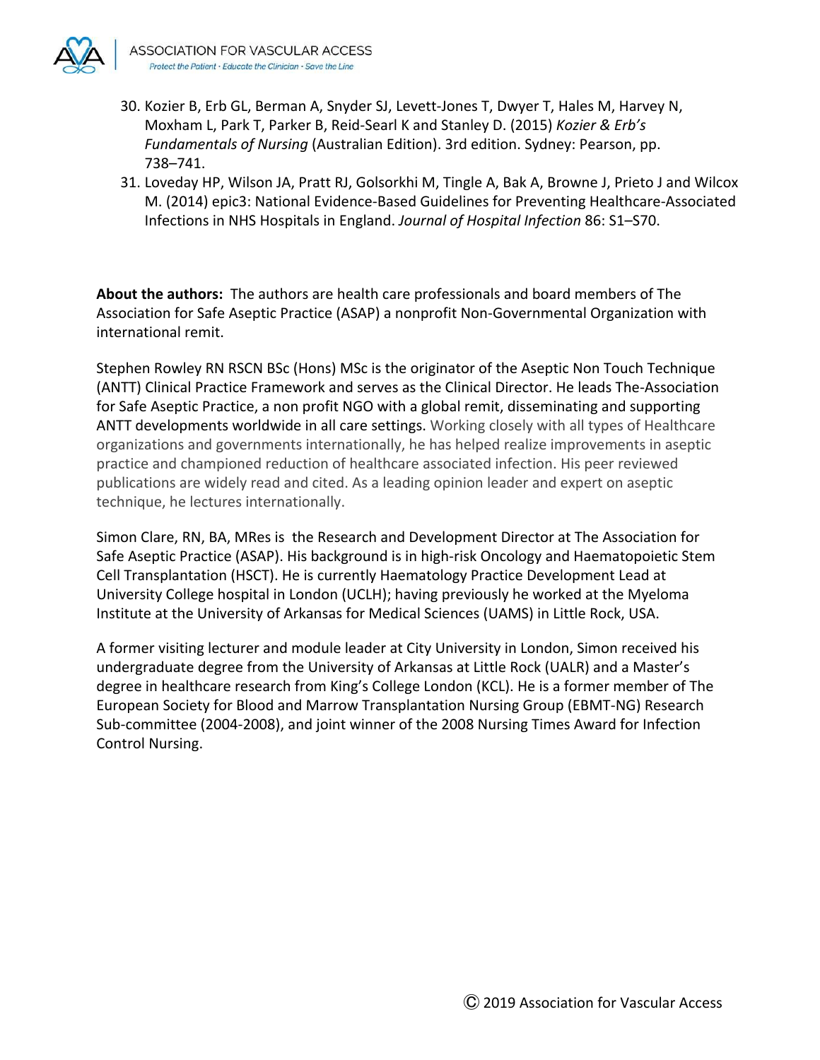30. Kozier B, Erb GL, Berman A, Snyder SJ, Levett-Jones T, Dwyer T, Hales M, Harvey N, Moxham L, Park T, Parker B, Reid-Searl K and Stanley D. (2015) *Kozier & Erb's Fundamentals of Nursing* (Australian Edition). 3rd edition. Sydney: Pearson, pp. 738–741.
31. Loveday HP, Wilson JA, Pratt RJ, Golsorkhi M, Tingle A, Bak A, Browne J, Prieto J and Wilcox M. (2014) epic3: National Evidence-Based Guidelines for Preventing Healthcare-Associated Infections in NHS Hospitals in England. *Journal of Hospital Infection* 86: S1–S70.

**About the authors:** The authors are health care professionals and board members of The Association for Safe Aseptic Practice (ASAP) a nonprofit Non-Governmental Organization with international remit.

Stephen Rowley RN RSCN BSc (Hons) MSc is the originator of the Aseptic Non Touch Technique (ANTT) Clinical Practice Framework and serves as the Clinical Director. He leads The-Association for Safe Aseptic Practice, a non profit NGO with a global remit, disseminating and supporting ANTT developments worldwide in all care settings. Working closely with all types of Healthcare organizations and governments internationally, he has helped realize improvements in aseptic practice and championed reduction of healthcare associated infection. His peer reviewed publications are widely read and cited. As a leading opinion leader and expert on aseptic technique, he lectures internationally.

Simon Clare, RN, BA, MRes is the Research and Development Director at The Association for Safe Aseptic Practice (ASAP). His background is in high-risk Oncology and Haematopoietic Stem Cell Transplantation (HSCT). He is currently Haematology Practice Development Lead at University College hospital in London (UCLH); having previously he worked at the Myeloma Institute at the University of Arkansas for Medical Sciences (UAMS) in Little Rock, USA.

A former visiting lecturer and module leader at City University in London, Simon received his undergraduate degree from the University of Arkansas at Little Rock (UALR) and a Master's degree in healthcare research from King's College London (KCL). He is a former member of The European Society for Blood and Marrow Transplantation Nursing Group (EBMT-NG) Research Sub-committee (2004-2008), and joint winner of the 2008 Nursing Times Award for Infection Control Nursing.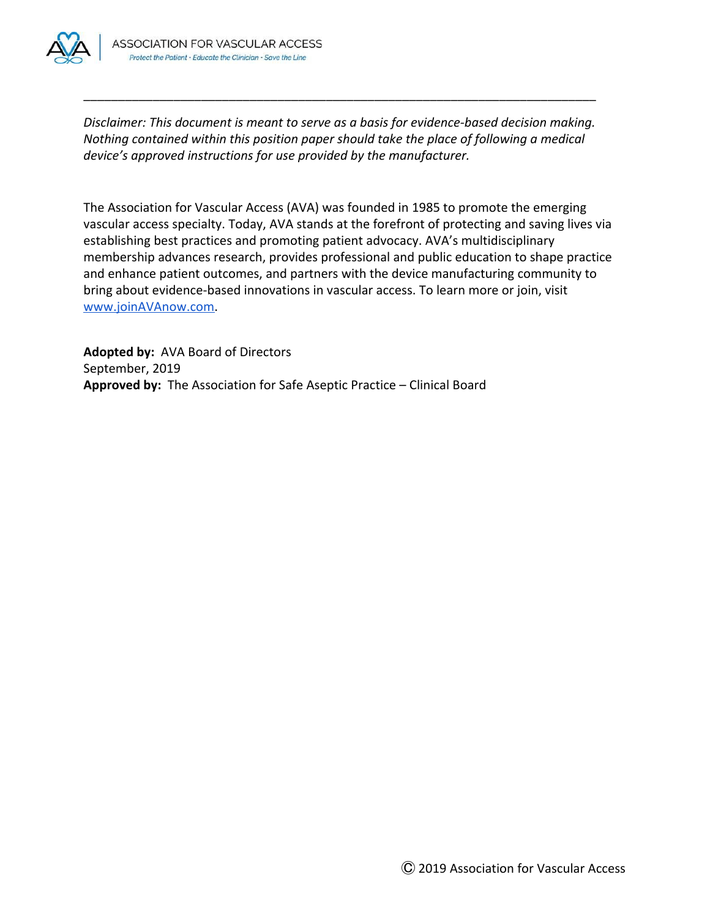*Disclaimer: This document is meant to serve as a basis for evidence-based decision making. Nothing contained within this position paper should take the place of following a medical device's approved instructions for use provided by the manufacturer.*

The Association for Vascular Access (AVA) was founded in 1985 to promote the emerging vascular access specialty. Today, AVA stands at the forefront of protecting and saving lives via establishing best practices and promoting patient advocacy. AVA's multidisciplinary membership advances research, provides professional and public education to shape practice and enhance patient outcomes, and partners with the device manufacturing community to bring about evidence-based innovations in vascular access. To learn more or join, visit www.joinAVAnow.com.

**Adopted by:** AVA Board of Directors
September, 2019
**Approved by:** The Association for Safe Aseptic Practice – Clinical Board

Ⓒ 2019 Association for Vascular Access